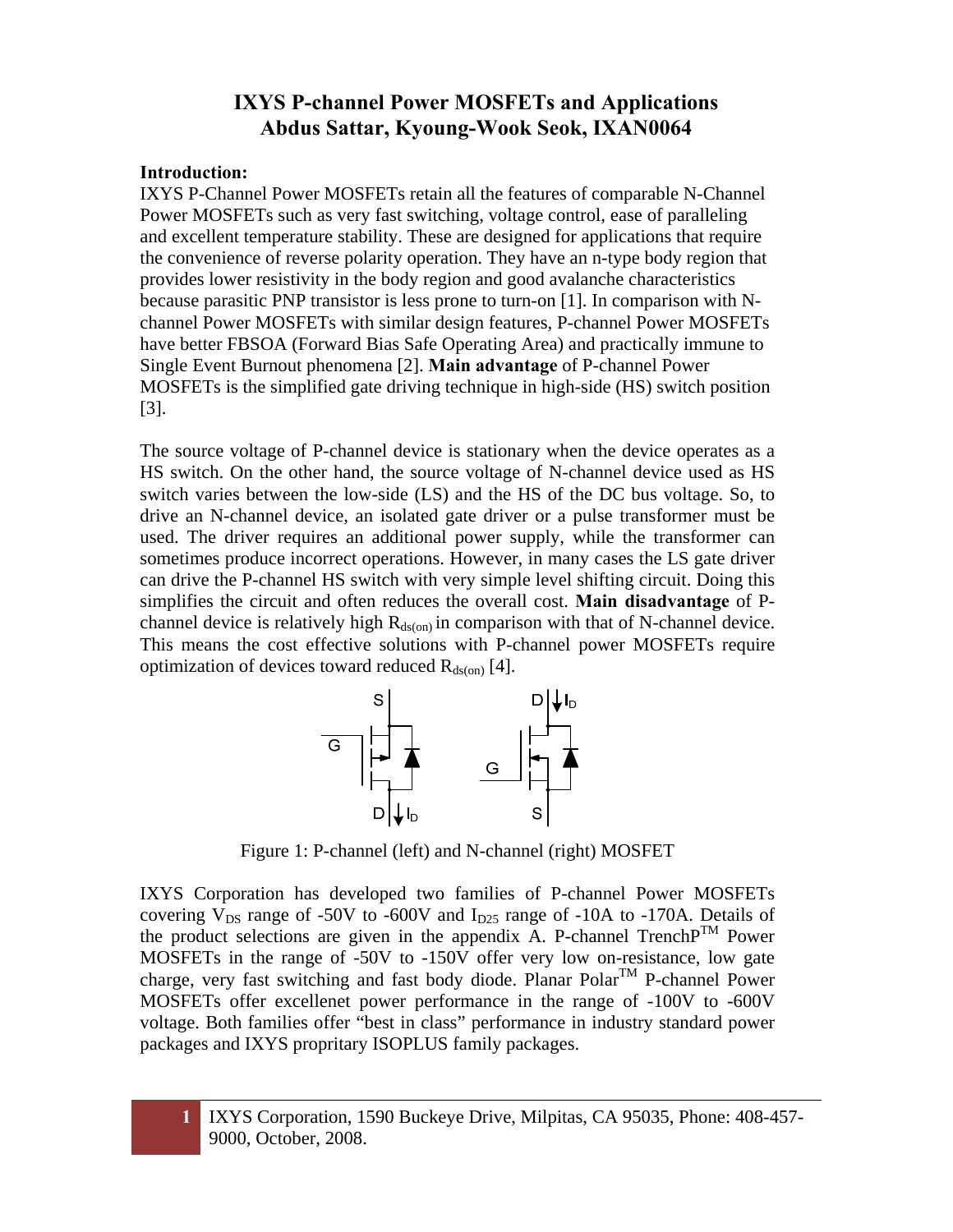# IXYS P-channel Power MOSFETs and Applications
## Abdus Sattar, Kyoung-Wook Seok, IXAN0064

**Introduction:**

IXYS P-Channel Power MOSFETs retain all the features of comparable N-Channel Power MOSFETs such as very fast switching, voltage control, ease of paralleling and excellent temperature stability. These are designed for applications that require the convenience of reverse polarity operation. They have an n-type body region that provides lower resistivity in the body region and good avalanche characteristics because parasitic PNP transistor is less prone to turn-on [1]. In comparison with N-channel Power MOSFETs with similar design features, P-channel Power MOSFETs have better FBSOA (Forward Bias Safe Operating Area) and practically immune to Single Event Burnout phenomena [2]. **Main advantage** of P-channel Power MOSFETs is the simplified gate driving technique in high-side (HS) switch position [3].

The source voltage of P-channel device is stationary when the device operates as a HS switch. On the other hand, the source voltage of N-channel device used as HS switch varies between the low-side (LS) and the HS of the DC bus voltage. So, to drive an N-channel device, an isolated gate driver or a pulse transformer must be used. The driver requires an additional power supply, while the transformer can sometimes produce incorrect operations. However, in many cases the LS gate driver can drive the P-channel HS switch with very simple level shifting circuit. Doing this simplifies the circuit and often reduces the overall cost. **Main disadvantage** of P-channel device is relatively high $R_{ds(on)}$ in comparison with that of N-channel device. This means the cost effective solutions with P-channel power MOSFETs require optimization of devices toward reduced $R_{ds(on)}$ [4].

Figure 1: P-channel (left) and N-channel (right) MOSFET

IXYS Corporation has developed two families of P-channel Power MOSFETs covering $V_{DS}$ range of -50V to -600V and $I_{D25}$ range of -10A to -170A. Details of the product selections are given in the appendix A. P-channel TrenchP[TM] Power MOSFETs in the range of -50V to -150V offer very low on-resistance, low gate charge, very fast switching and fast body diode. Planar Polar[TM] P-channel Power MOSFETs offer excellenet power performance in the range of -100V to -600V voltage. Both families offer "best in class" performance in industry standard power packages and IXYS propritary ISOPLUS family packages.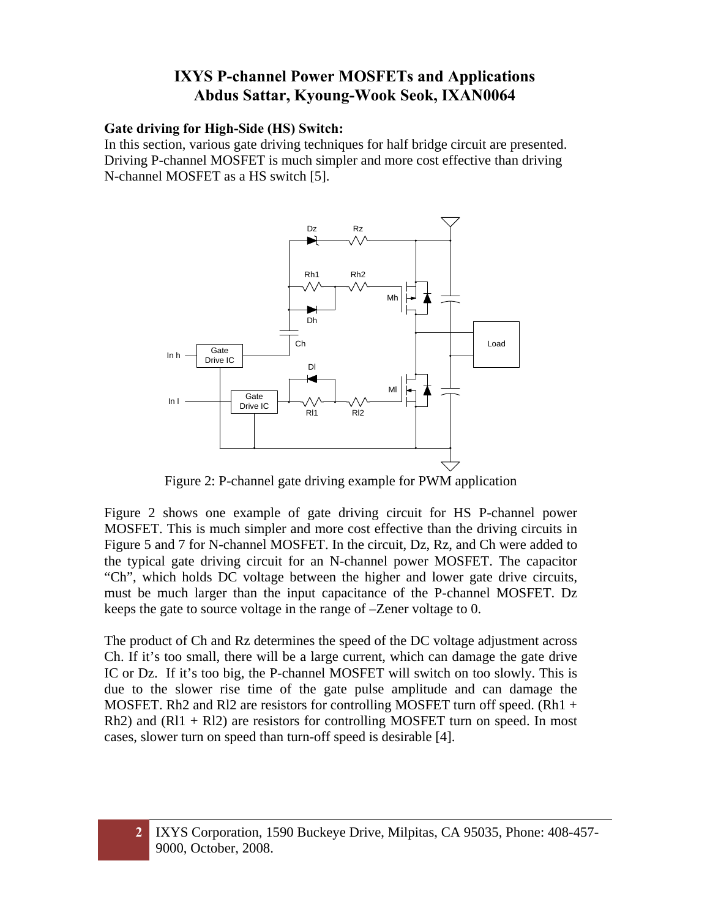# IXYS P-channel Power MOSFETs and Applications
## Abdus Sattar, Kyoung-Wook Seok, IXAN0064

**Gate driving for High-Side (HS) Switch:**

In this section, various gate driving techniques for half bridge circuit are presented. Driving P-channel MOSFET is much simpler and more cost effective than driving N-channel MOSFET as a HS switch [5].

Figure 2: P-channel gate driving example for PWM application

Figure 2 shows one example of gate driving circuit for HS P-channel power MOSFET. This is much simpler and more cost effective than the driving circuits in Figure 5 and 7 for N-channel MOSFET. In the circuit, Dz, Rz, and Ch were added to the typical gate driving circuit for an N-channel power MOSFET. The capacitor "Ch", which holds DC voltage between the higher and lower gate drive circuits, must be much larger than the input capacitance of the P-channel MOSFET. Dz keeps the gate to source voltage in the range of –Zener voltage to 0.

The product of Ch and Rz determines the speed of the DC voltage adjustment across Ch. If it's too small, there will be a large current, which can damage the gate drive IC or Dz. If it's too big, the P-channel MOSFET will switch on too slowly. This is due to the slower rise time of the gate pulse amplitude and can damage the MOSFET. Rh2 and Rl2 are resistors for controlling MOSFET turn off speed. (Rh1 + Rh2) and (Rl1 + Rl2) are resistors for controlling MOSFET turn on speed. In most cases, slower turn on speed than turn-off speed is desirable [4].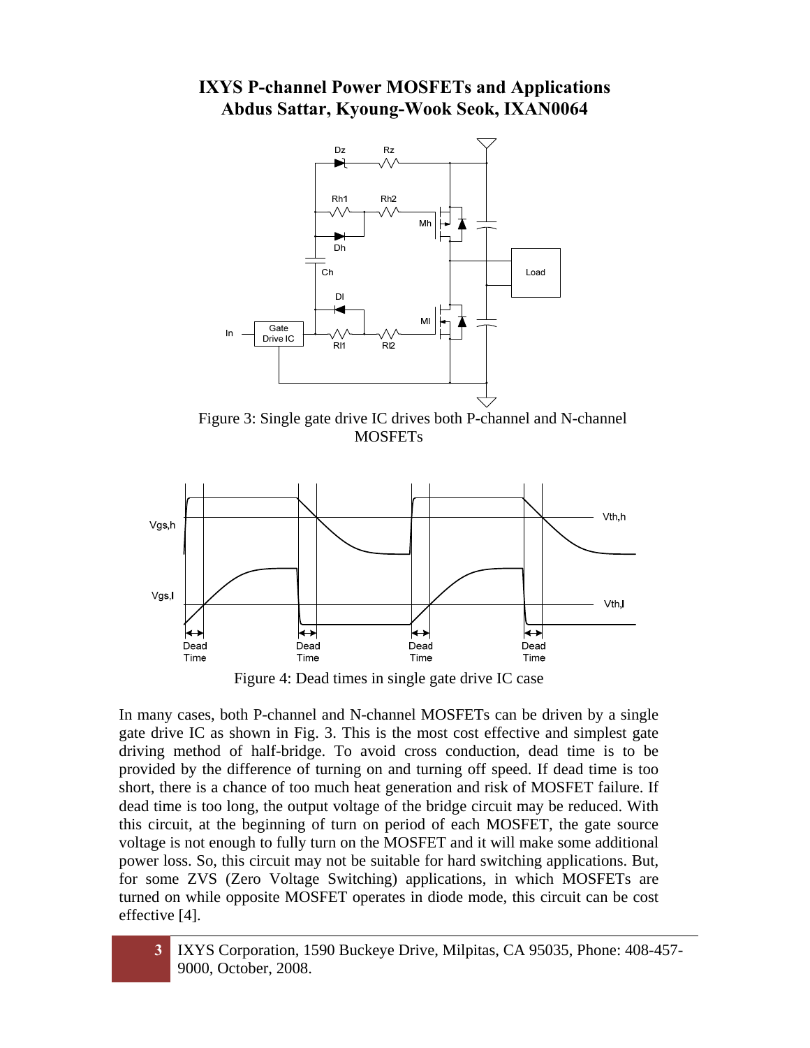Figure 3: Single gate drive IC drives both P-channel and N-channel MOSFETs

Figure 4: Dead times in single gate drive IC case

In many cases, both P-channel and N-channel MOSFETs can be driven by a single gate drive IC as shown in Fig. 3. This is the most cost effective and simplest gate driving method of half-bridge. To avoid cross conduction, dead time is to be provided by the difference of turning on and turning off speed. If dead time is too short, there is a chance of too much heat generation and risk of MOSFET failure. If dead time is too long, the output voltage of the bridge circuit may be reduced. With this circuit, at the beginning of turn on period of each MOSFET, the gate source voltage is not enough to fully turn on the MOSFET and it will make some additional power loss. So, this circuit may not be suitable for hard switching applications. But, for some ZVS (Zero Voltage Switching) applications, in which MOSFETs are turned on while opposite MOSFET operates in diode mode, this circuit can be cost effective [4].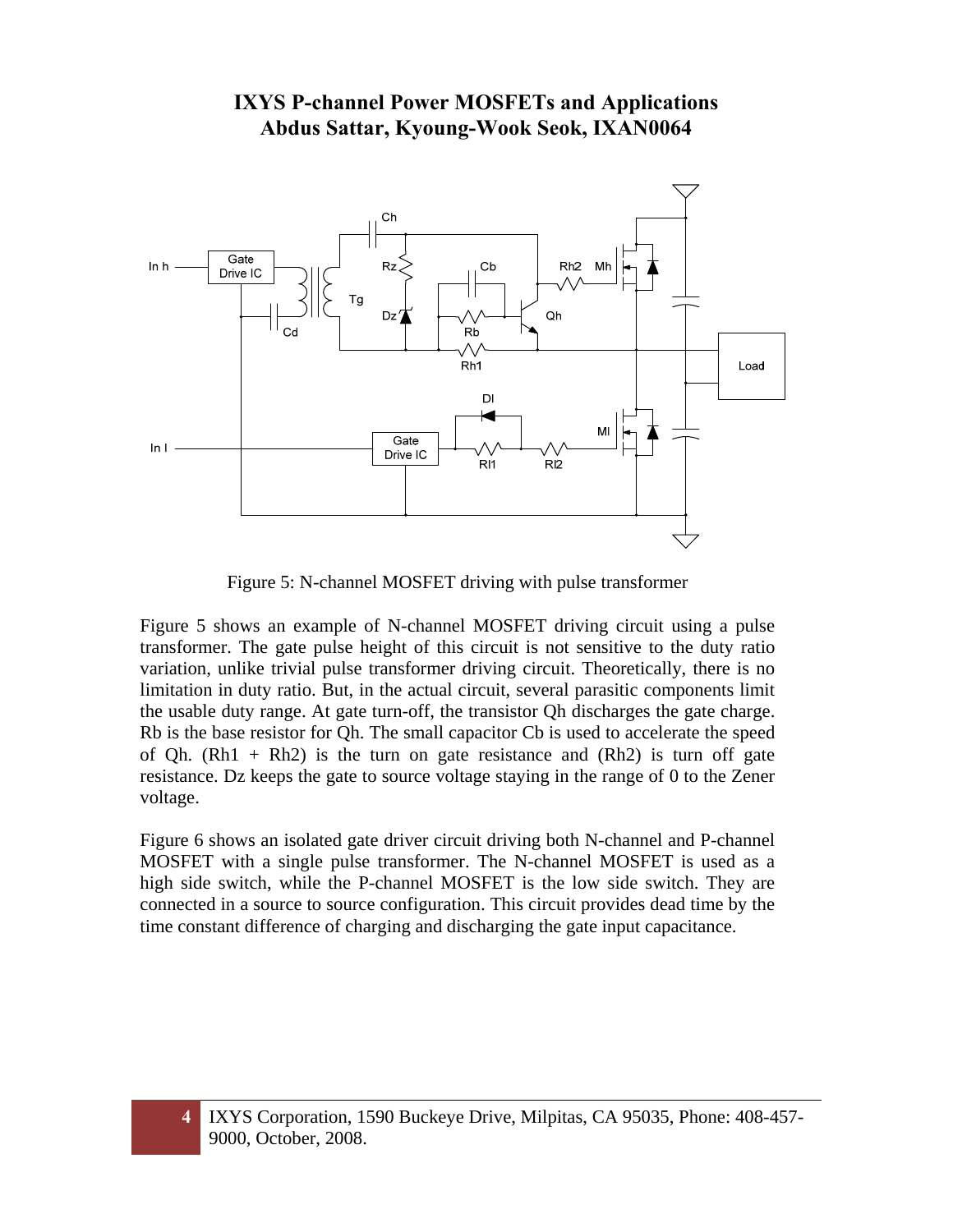Figure 5: N-channel MOSFET driving with pulse transformer

Figure 5 shows an example of N-channel MOSFET driving circuit using a pulse transformer. The gate pulse height of this circuit is not sensitive to the duty ratio variation, unlike trivial pulse transformer driving circuit. Theoretically, there is no limitation in duty ratio. But, in the actual circuit, several parasitic components limit the usable duty range. At gate turn-off, the transistor Qh discharges the gate charge. Rb is the base resistor for Qh. The small capacitor Cb is used to accelerate the speed of Qh. (Rh1 + Rh2) is the turn on gate resistance and (Rh2) is turn off gate resistance. Dz keeps the gate to source voltage staying in the range of 0 to the Zener voltage.

Figure 6 shows an isolated gate driver circuit driving both N-channel and P-channel MOSFET with a single pulse transformer. The N-channel MOSFET is used as a high side switch, while the P-channel MOSFET is the low side switch. They are connected in a source to source configuration. This circuit provides dead time by the time constant difference of charging and discharging the gate input capacitance.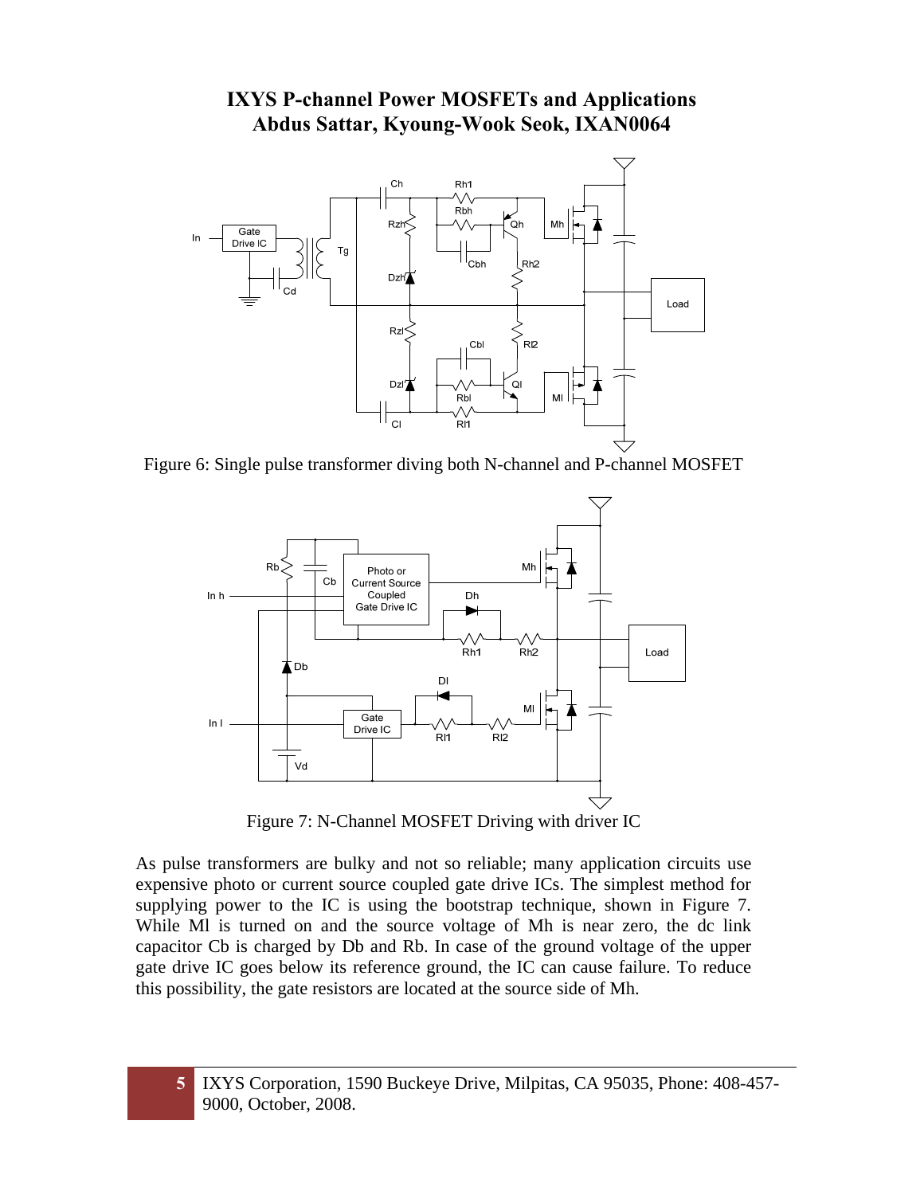Figure 6: Single pulse transformer diving both N-channel and P-channel MOSFET

Figure 7: N-Channel MOSFET Driving with driver IC

As pulse transformers are bulky and not so reliable; many application circuits use expensive photo or current source coupled gate drive ICs. The simplest method for supplying power to the IC is using the bootstrap technique, shown in Figure 7. While Ml is turned on and the source voltage of Mh is near zero, the dc link capacitor Cb is charged by Db and Rb. In case of the ground voltage of the upper gate drive IC goes below its reference ground, the IC can cause failure. To reduce this possibility, the gate resistors are located at the source side of Mh.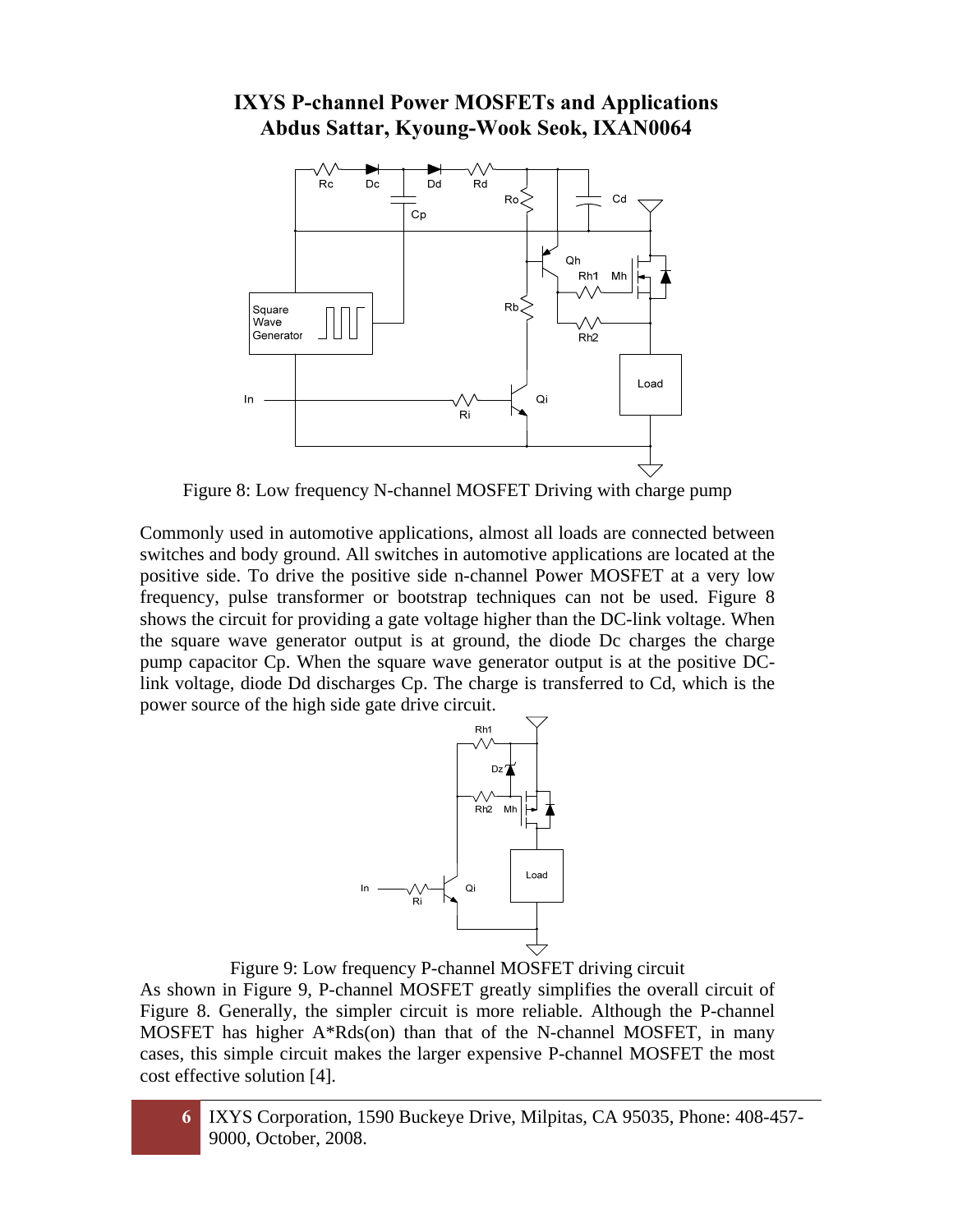**IXYS P-channel Power MOSFETs and Applications**
**Abdus Sattar, Kyoung-Wook Seok, IXAN0064**

Figure 8: Low frequency N-channel MOSFET Driving with charge pump

Commonly used in automotive applications, almost all loads are connected between switches and body ground. All switches in automotive applications are located at the positive side. To drive the positive side n-channel Power MOSFET at a very low frequency, pulse transformer or bootstrap techniques can not be used. Figure 8 shows the circuit for providing a gate voltage higher than the DC-link voltage. When the square wave generator output is at ground, the diode Dc charges the charge pump capacitor Cp. When the square wave generator output is at the positive DC-link voltage, diode Dd discharges Cp. The charge is transferred to Cd, which is the power source of the high side gate drive circuit.

Figure 9: Low frequency P-channel MOSFET driving circuit

As shown in Figure 9, P-channel MOSFET greatly simplifies the overall circuit of Figure 8. Generally, the simpler circuit is more reliable. Although the P-channel MOSFET has higher A*Rds(on) than that of the N-channel MOSFET, in many cases, this simple circuit makes the larger expensive P-channel MOSFET the most cost effective solution [4].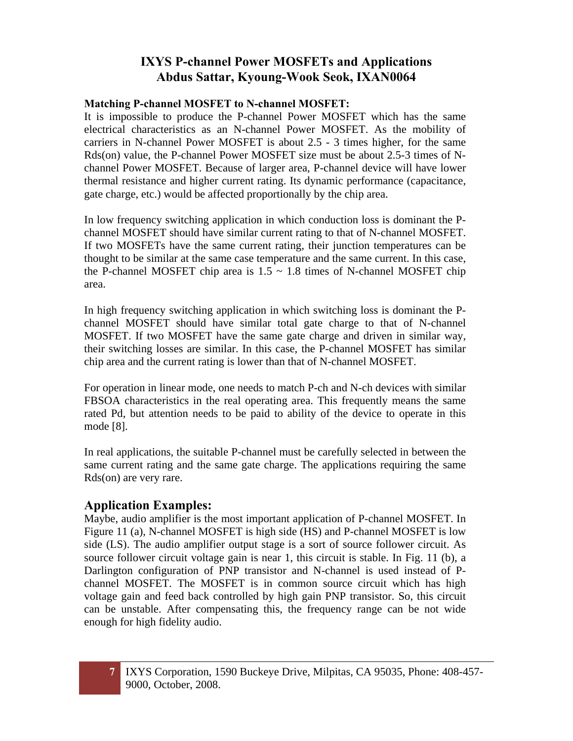## IXYS P-channel Power MOSFETs and Applications
### Abdus Sattar, Kyoung-Wook Seok, IXAN0064

**Matching P-channel MOSFET to N-channel MOSFET:**
It is impossible to produce the P-channel Power MOSFET which has the same electrical characteristics as an N-channel Power MOSFET. As the mobility of carriers in N-channel Power MOSFET is about 2.5 - 3 times higher, for the same Rds(on) value, the P-channel Power MOSFET size must be about 2.5-3 times of N-channel Power MOSFET. Because of larger area, P-channel device will have lower thermal resistance and higher current rating. Its dynamic performance (capacitance, gate charge, etc.) would be affected proportionally by the chip area.

In low frequency switching application in which conduction loss is dominant the P-channel MOSFET should have similar current rating to that of N-channel MOSFET. If two MOSFETs have the same current rating, their junction temperatures can be thought to be similar at the same case temperature and the same current. In this case, the P-channel MOSFET chip area is 1.5 ~ 1.8 times of N-channel MOSFET chip area.

In high frequency switching application in which switching loss is dominant the P-channel MOSFET should have similar total gate charge to that of N-channel MOSFET. If two MOSFET have the same gate charge and driven in similar way, their switching losses are similar. In this case, the P-channel MOSFET has similar chip area and the current rating is lower than that of N-channel MOSFET.

For operation in linear mode, one needs to match P-ch and N-ch devices with similar FBSOA characteristics in the real operating area. This frequently means the same rated Pd, but attention needs to be paid to ability of the device to operate in this mode [8].

In real applications, the suitable P-channel must be carefully selected in between the same current rating and the same gate charge. The applications requiring the same Rds(on) are very rare.

## Application Examples:

Maybe, audio amplifier is the most important application of P-channel MOSFET. In Figure 11 (a), N-channel MOSFET is high side (HS) and P-channel MOSFET is low side (LS). The audio amplifier output stage is a sort of source follower circuit. As source follower circuit voltage gain is near 1, this circuit is stable. In Fig. 11 (b), a Darlington configuration of PNP transistor and N-channel is used instead of P-channel MOSFET. The MOSFET is in common source circuit which has high voltage gain and feed back controlled by high gain PNP transistor. So, this circuit can be unstable. After compensating this, the frequency range can be not wide enough for high fidelity audio.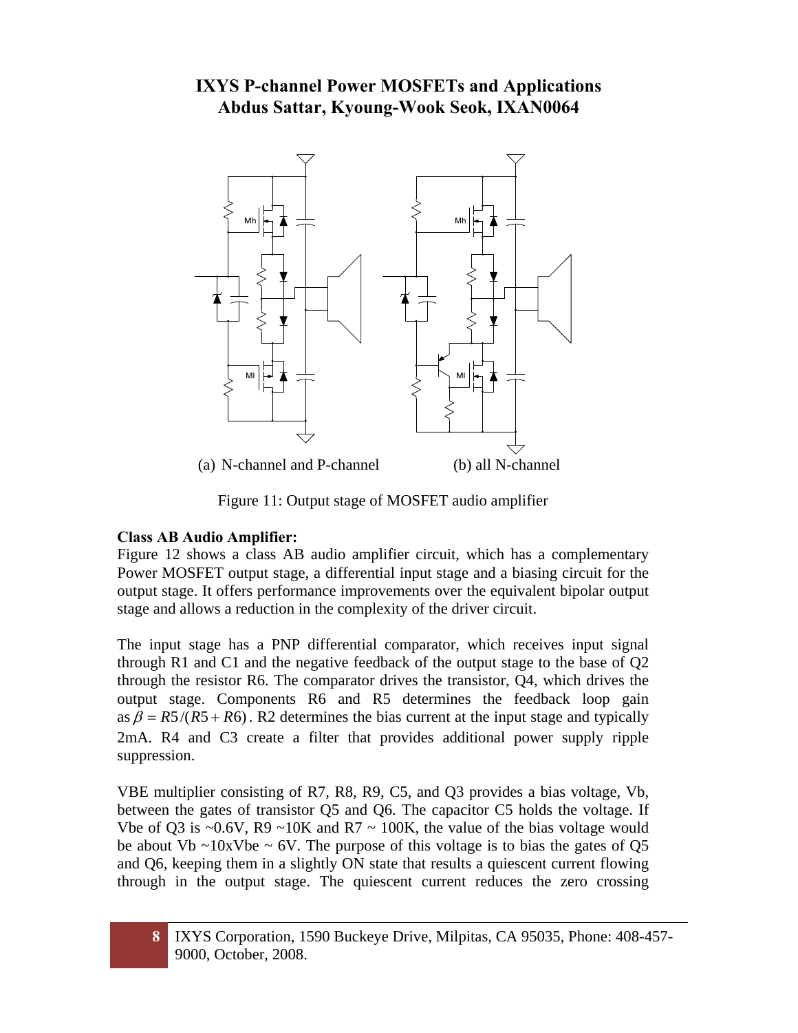# IXYS P-channel Power MOSFETs and Applications
## Abdus Sattar, Kyoung-Wook Seok, IXAN0064

(a) N-channel and P-channel (b) all N-channel

Figure 11: Output stage of MOSFET audio amplifier

**Class AB Audio Amplifier:**

Figure 12 shows a class AB audio amplifier circuit, which has a complementary Power MOSFET output stage, a differential input stage and a biasing circuit for the output stage. It offers performance improvements over the equivalent bipolar output stage and allows a reduction in the complexity of the driver circuit.

The input stage has a PNP differential comparator, which receives input signal through R1 and C1 and the negative feedback of the output stage to the base of Q2 through the resistor R6. The comparator drives the transistor, Q4, which drives the output stage. Components R6 and R5 determines the feedback loop gain as $\beta = R5/(R5 + R6)$. R2 determines the bias current at the input stage and typically 2mA. R4 and C3 create a filter that provides additional power supply ripple suppression.

VBE multiplier consisting of R7, R8, R9, C5, and Q3 provides a bias voltage, Vb, between the gates of transistor Q5 and Q6. The capacitor C5 holds the voltage. If Vbe of Q3 is ~0.6V, R9 ~10K and R7 ~ 100K, the value of the bias voltage would be about Vb ~10xVbe ~ 6V. The purpose of this voltage is to bias the gates of Q5 and Q6, keeping them in a slightly ON state that results a quiescent current flowing through in the output stage. The quiescent current reduces the zero crossing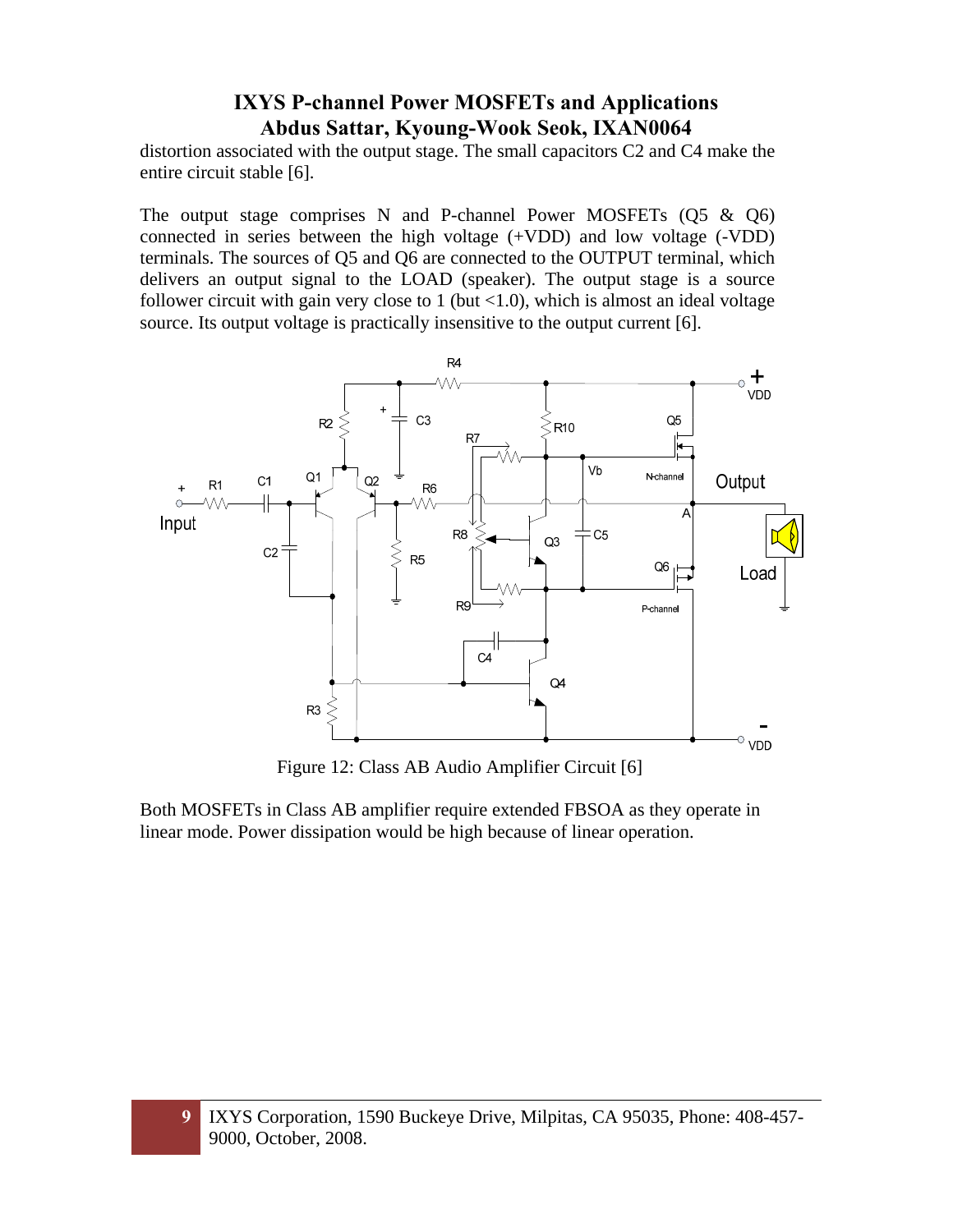distortion associated with the output stage. The small capacitors C2 and C4 make the entire circuit stable [6].

The output stage comprises N and P-channel Power MOSFETs (Q5 & Q6) connected in series between the high voltage (+VDD) and low voltage (-VDD) terminals. The sources of Q5 and Q6 are connected to the OUTPUT terminal, which delivers an output signal to the LOAD (speaker). The output stage is a source follower circuit with gain very close to 1 (but <1.0), which is almost an ideal voltage source. Its output voltage is practically insensitive to the output current [6].

Figure 12: Class AB Audio Amplifier Circuit [6]

Both MOSFETs in Class AB amplifier require extended FBSOA as they operate in linear mode. Power dissipation would be high because of linear operation.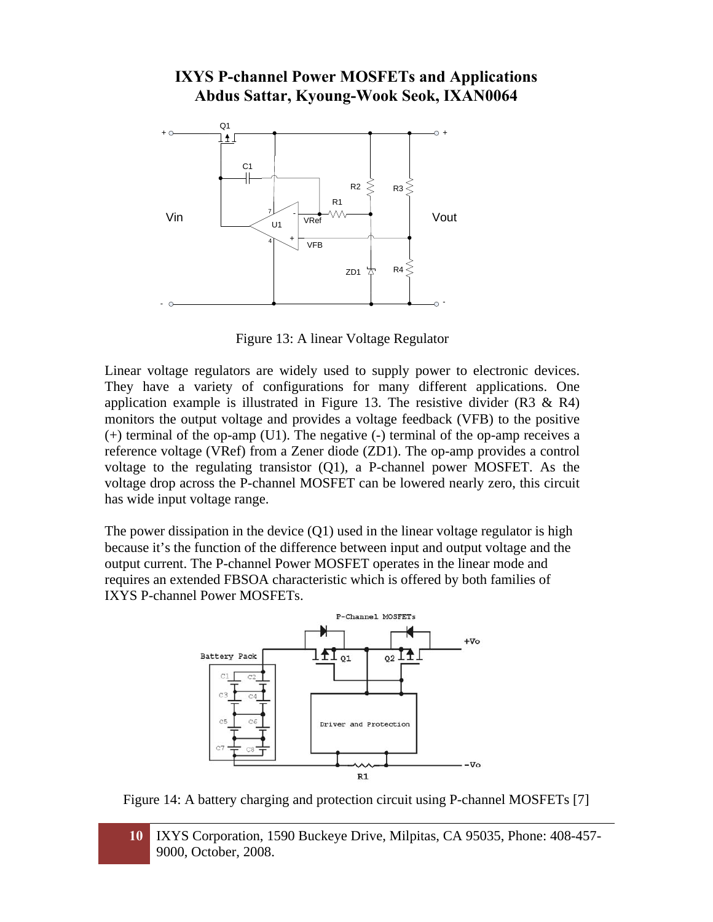Figure 13: A linear Voltage Regulator

Linear voltage regulators are widely used to supply power to electronic devices. They have a variety of configurations for many different applications. One application example is illustrated in Figure 13. The resistive divider (R3 & R4) monitors the output voltage and provides a voltage feedback (VFB) to the positive (+) terminal of the op-amp (U1). The negative (-) terminal of the op-amp receives a reference voltage (VRef) from a Zener diode (ZD1). The op-amp provides a control voltage to the regulating transistor (Q1), a P-channel power MOSFET. As the voltage drop across the P-channel MOSFET can be lowered nearly zero, this circuit has wide input voltage range.

The power dissipation in the device (Q1) used in the linear voltage regulator is high because it's the function of the difference between input and output voltage and the output current. The P-channel Power MOSFET operates in the linear mode and requires an extended FBSOA characteristic which is offered by both families of IXYS P-channel Power MOSFETs.

Figure 14: A battery charging and protection circuit using P-channel MOSFETs [7]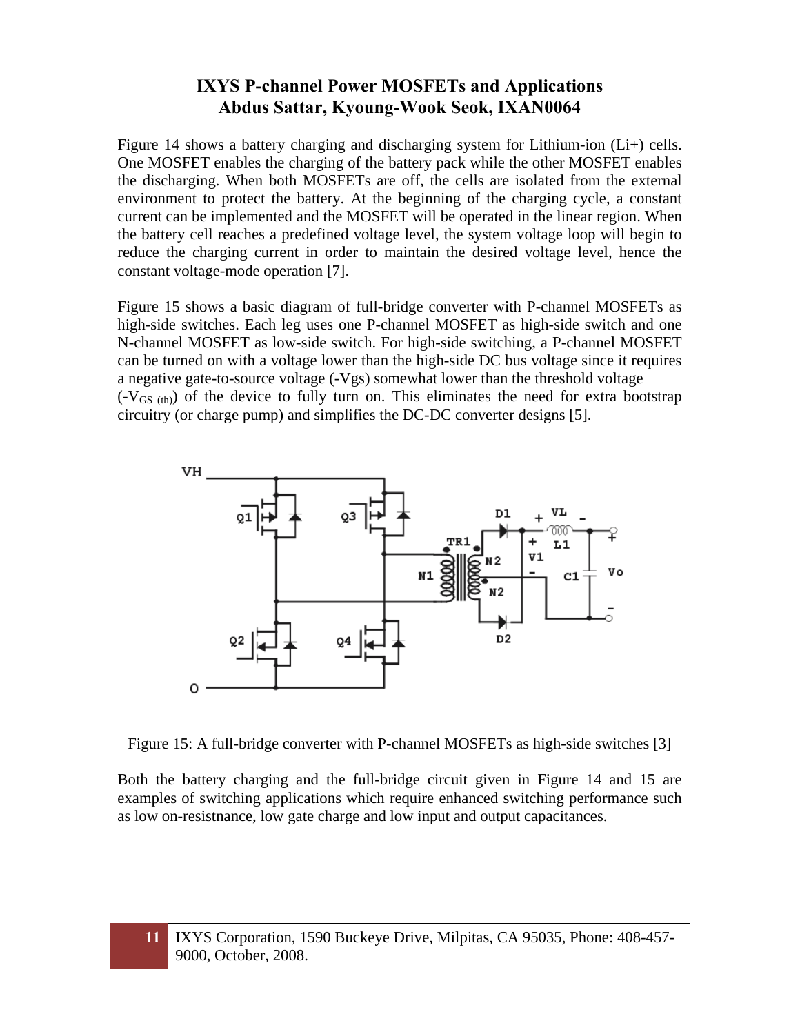# IXYS P-channel Power MOSFETs and Applications
## Abdus Sattar, Kyoung-Wook Seok, IXAN0064

Figure 14 shows a battery charging and discharging system for Lithium-ion (Li+) cells. One MOSFET enables the charging of the battery pack while the other MOSFET enables the discharging. When both MOSFETs are off, the cells are isolated from the external environment to protect the battery. At the beginning of the charging cycle, a constant current can be implemented and the MOSFET will be operated in the linear region. When the battery cell reaches a predefined voltage level, the system voltage loop will begin to reduce the charging current in order to maintain the desired voltage level, hence the constant voltage-mode operation [7].

Figure 15 shows a basic diagram of full-bridge converter with P-channel MOSFETs as high-side switches. Each leg uses one P-channel MOSFET as high-side switch and one N-channel MOSFET as low-side switch. For high-side switching, a P-channel MOSFET can be turned on with a voltage lower than the high-side DC bus voltage since it requires a negative gate-to-source voltage (-Vgs) somewhat lower than the threshold voltage ($-V_{GS\ (th)}$) of the device to fully turn on. This eliminates the need for extra bootstrap circuitry (or charge pump) and simplifies the DC-DC converter designs [5].

Figure 15: A full-bridge converter with P-channel MOSFETs as high-side switches [3]

Both the battery charging and the full-bridge circuit given in Figure 14 and 15 are examples of switching applications which require enhanced switching performance such as low on-resistnance, low gate charge and low input and output capacitances.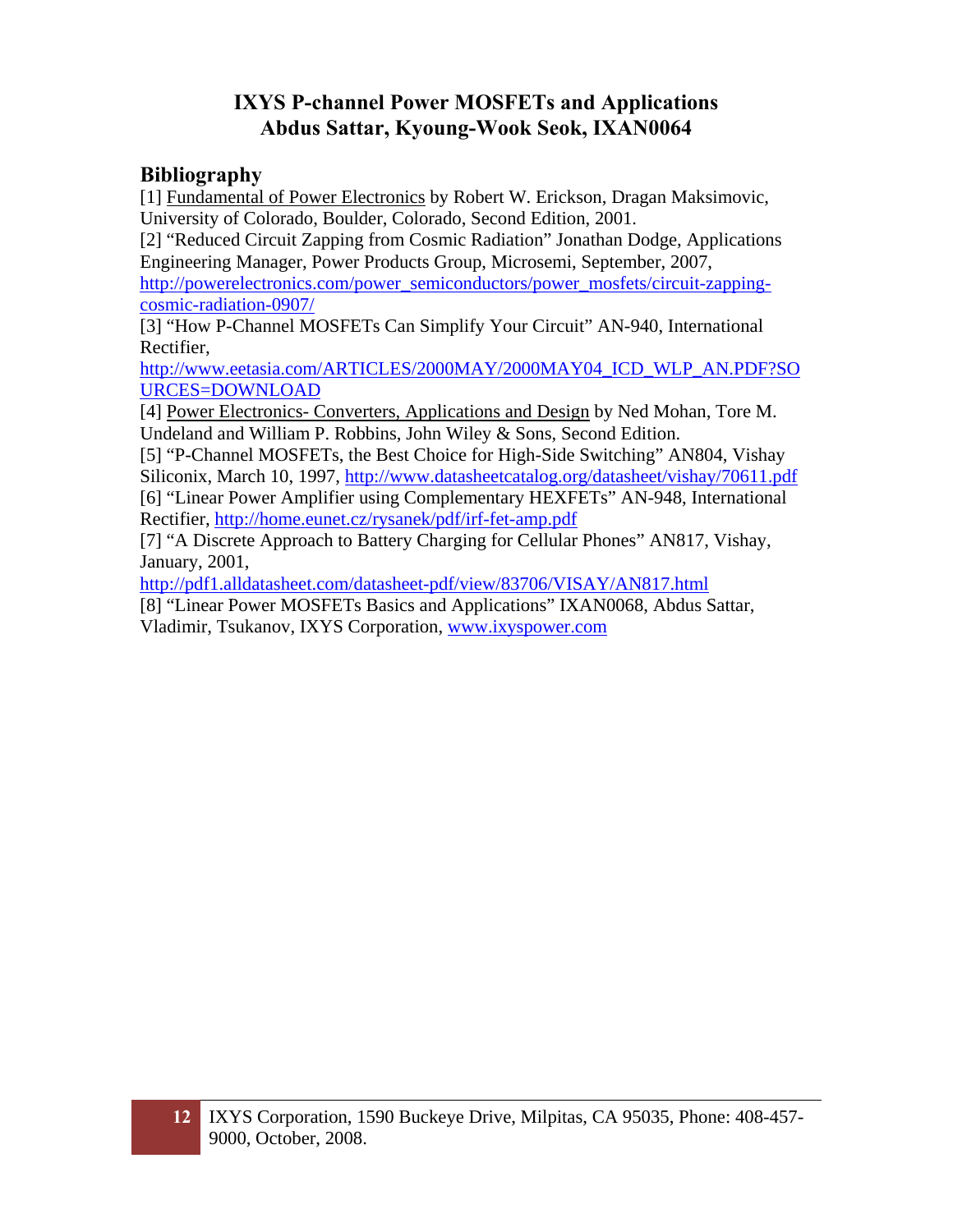# IXYS P-channel Power MOSFETs and Applications
## Abdus Sattar, Kyoung-Wook Seok, IXAN0064

## Bibliography

[1] Fundamental of Power Electronics by Robert W. Erickson, Dragan Maksimovic, University of Colorado, Boulder, Colorado, Second Edition, 2001.

[2] "Reduced Circuit Zapping from Cosmic Radiation" Jonathan Dodge, Applications Engineering Manager, Power Products Group, Microsemi, September, 2007, http://powerelectronics.com/power_semiconductors/power_mosfets/circuit-zapping-cosmic-radiation-0907/

[3] "How P-Channel MOSFETs Can Simplify Your Circuit" AN-940, International Rectifier, http://www.eetasia.com/ARTICLES/2000MAY/2000MAY04_ICD_WLP_AN.PDF?SOURCES=DOWNLOAD

[4] Power Electronics- Converters, Applications and Design by Ned Mohan, Tore M. Undeland and William P. Robbins, John Wiley & Sons, Second Edition.

[5] "P-Channel MOSFETs, the Best Choice for High-Side Switching" AN804, Vishay Siliconix, March 10, 1997, http://www.datasheetcatalog.org/datasheet/vishay/70611.pdf

[6] "Linear Power Amplifier using Complementary HEXFETs" AN-948, International Rectifier, http://home.eunet.cz/rysanek/pdf/irf-fet-amp.pdf

[7] "A Discrete Approach to Battery Charging for Cellular Phones" AN817, Vishay, January, 2001, http://pdf1.alldatasheet.com/datasheet-pdf/view/83706/VISAY/AN817.html

[8] "Linear Power MOSFETs Basics and Applications" IXAN0068, Abdus Sattar, Vladimir, Tsukanov, IXYS Corporation, www.ixyspower.com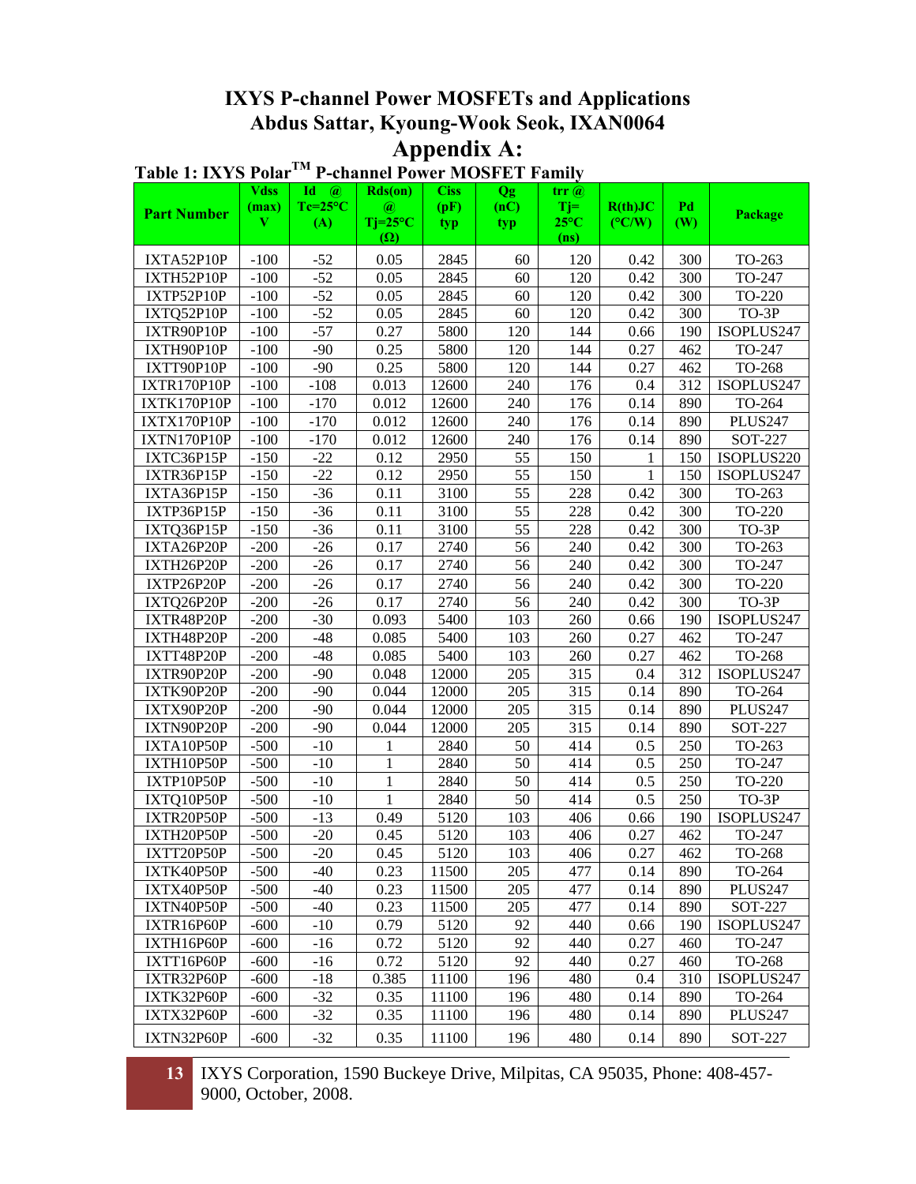# IXYS P-channel Power MOSFETs and Applications

## Abdus Sattar, Kyoung-Wook Seok, IXAN0064

## Appendix A:

**Table 1: IXYS Polar™ P-channel Power MOSFET Family**

| Part Number | Vdss (max) V | Id @ Tc=25°C (A) | Rds(on) @ Tj=25°C (Ω) | Ciss (pF) typ | Qg (nC) typ | trr @ Tj= 25°C (ns) | R(th)JC (°C/W) | Pd (W) | Package |
|---|---|---|---|---|---|---|---|---|---|
| IXTA52P10P | -100 | -52 | 0.05 | 2845 | 60 | 120 | 0.42 | 300 | TO-263 |
| IXTH52P10P | -100 | -52 | 0.05 | 2845 | 60 | 120 | 0.42 | 300 | TO-247 |
| IXTP52P10P | -100 | -52 | 0.05 | 2845 | 60 | 120 | 0.42 | 300 | TO-220 |
| IXTQ52P10P | -100 | -52 | 0.05 | 2845 | 60 | 120 | 0.42 | 300 | TO-3P |
| IXTR90P10P | -100 | -57 | 0.27 | 5800 | 120 | 144 | 0.66 | 190 | ISOPLUS247 |
| IXTH90P10P | -100 | -90 | 0.25 | 5800 | 120 | 144 | 0.27 | 462 | TO-247 |
| IXTT90P10P | -100 | -90 | 0.25 | 5800 | 120 | 144 | 0.27 | 462 | TO-268 |
| IXTR170P10P | -100 | -108 | 0.013 | 12600 | 240 | 176 | 0.4 | 312 | ISOPLUS247 |
| IXTK170P10P | -100 | -170 | 0.012 | 12600 | 240 | 176 | 0.14 | 890 | TO-264 |
| IXTX170P10P | -100 | -170 | 0.012 | 12600 | 240 | 176 | 0.14 | 890 | PLUS247 |
| IXTN170P10P | -100 | -170 | 0.012 | 12600 | 240 | 176 | 0.14 | 890 | SOT-227 |
| IXTC36P15P | -150 | -22 | 0.12 | 2950 | 55 | 150 | 1 | 150 | ISOPLUS220 |
| IXTR36P15P | -150 | -22 | 0.12 | 2950 | 55 | 150 | 1 | 150 | ISOPLUS247 |
| IXTA36P15P | -150 | -36 | 0.11 | 3100 | 55 | 228 | 0.42 | 300 | TO-263 |
| IXTP36P15P | -150 | -36 | 0.11 | 3100 | 55 | 228 | 0.42 | 300 | TO-220 |
| IXTQ36P15P | -150 | -36 | 0.11 | 3100 | 55 | 228 | 0.42 | 300 | TO-3P |
| IXTA26P20P | -200 | -26 | 0.17 | 2740 | 56 | 240 | 0.42 | 300 | TO-263 |
| IXTH26P20P | -200 | -26 | 0.17 | 2740 | 56 | 240 | 0.42 | 300 | TO-247 |
| IXTP26P20P | -200 | -26 | 0.17 | 2740 | 56 | 240 | 0.42 | 300 | TO-220 |
| IXTQ26P20P | -200 | -26 | 0.17 | 2740 | 56 | 240 | 0.42 | 300 | TO-3P |
| IXTR48P20P | -200 | -30 | 0.093 | 5400 | 103 | 260 | 0.66 | 190 | ISOPLUS247 |
| IXTH48P20P | -200 | -48 | 0.085 | 5400 | 103 | 260 | 0.27 | 462 | TO-247 |
| IXTT48P20P | -200 | -48 | 0.085 | 5400 | 103 | 260 | 0.27 | 462 | TO-268 |
| IXTR90P20P | -200 | -90 | 0.048 | 12000 | 205 | 315 | 0.4 | 312 | ISOPLUS247 |
| IXTK90P20P | -200 | -90 | 0.044 | 12000 | 205 | 315 | 0.14 | 890 | TO-264 |
| IXTX90P20P | -200 | -90 | 0.044 | 12000 | 205 | 315 | 0.14 | 890 | PLUS247 |
| IXTN90P20P | -200 | -90 | 0.044 | 12000 | 205 | 315 | 0.14 | 890 | SOT-227 |
| IXTA10P50P | -500 | -10 | 1 | 2840 | 50 | 414 | 0.5 | 250 | TO-263 |
| IXTH10P50P | -500 | -10 | 1 | 2840 | 50 | 414 | 0.5 | 250 | TO-247 |
| IXTP10P50P | -500 | -10 | 1 | 2840 | 50 | 414 | 0.5 | 250 | TO-220 |
| IXTQ10P50P | -500 | -10 | 1 | 2840 | 50 | 414 | 0.5 | 250 | TO-3P |
| IXTR20P50P | -500 | -13 | 0.49 | 5120 | 103 | 406 | 0.66 | 190 | ISOPLUS247 |
| IXTH20P50P | -500 | -20 | 0.45 | 5120 | 103 | 406 | 0.27 | 462 | TO-247 |
| IXTT20P50P | -500 | -20 | 0.45 | 5120 | 103 | 406 | 0.27 | 462 | TO-268 |
| IXTK40P50P | -500 | -40 | 0.23 | 11500 | 205 | 477 | 0.14 | 890 | TO-264 |
| IXTX40P50P | -500 | -40 | 0.23 | 11500 | 205 | 477 | 0.14 | 890 | PLUS247 |
| IXTN40P50P | -500 | -40 | 0.23 | 11500 | 205 | 477 | 0.14 | 890 | SOT-227 |
| IXTR16P60P | -600 | -10 | 0.79 | 5120 | 92 | 440 | 0.66 | 190 | ISOPLUS247 |
| IXTH16P60P | -600 | -16 | 0.72 | 5120 | 92 | 440 | 0.27 | 460 | TO-247 |
| IXTT16P60P | -600 | -16 | 0.72 | 5120 | 92 | 440 | 0.27 | 460 | TO-268 |
| IXTR32P60P | -600 | -18 | 0.385 | 11100 | 196 | 480 | 0.4 | 310 | ISOPLUS247 |
| IXTK32P60P | -600 | -32 | 0.35 | 11100 | 196 | 480 | 0.14 | 890 | TO-264 |
| IXTX32P60P | -600 | -32 | 0.35 | 11100 | 196 | 480 | 0.14 | 890 | PLUS247 |
| IXTN32P60P | -600 | -32 | 0.35 | 11100 | 196 | 480 | 0.14 | 890 | SOT-227 |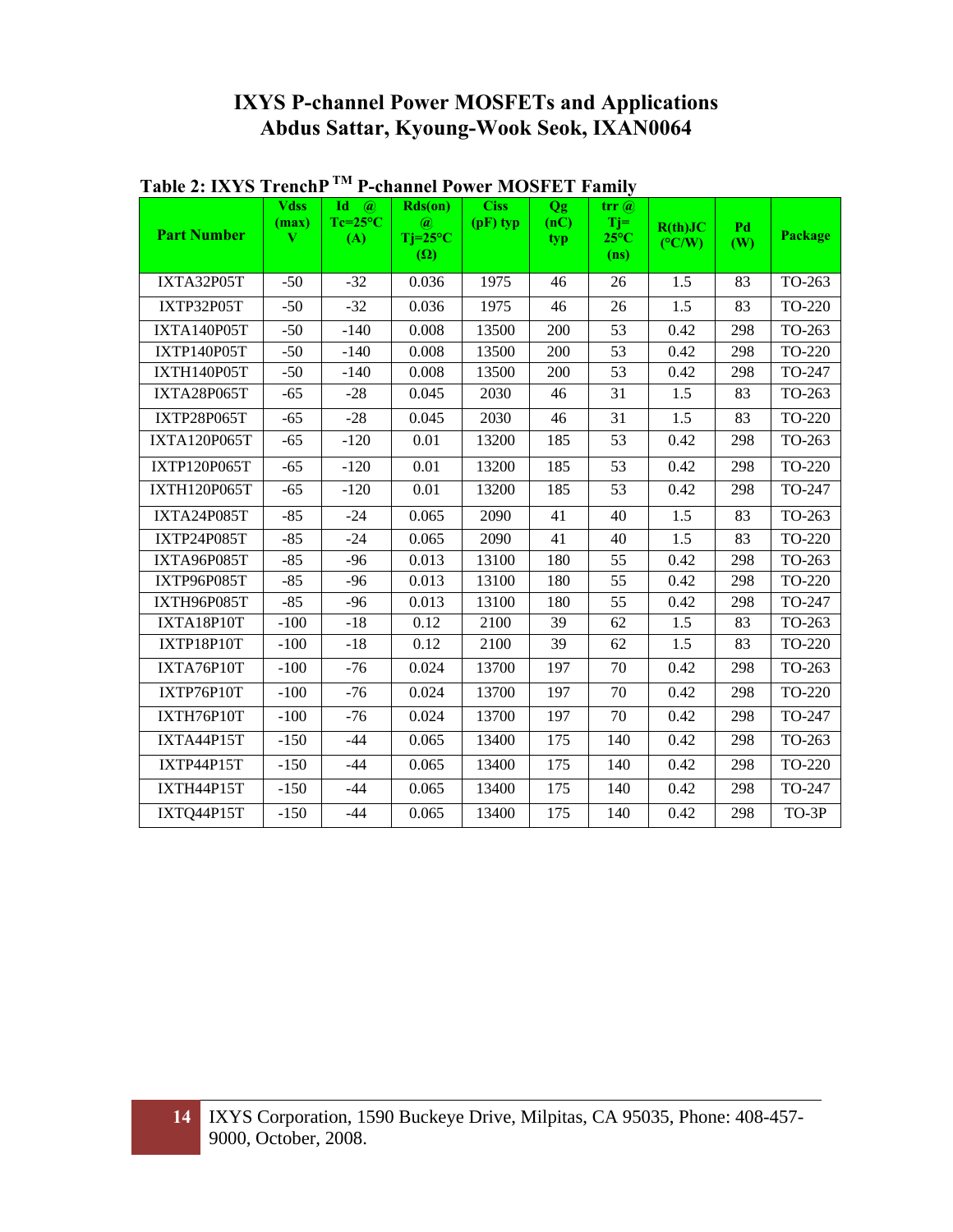# IXYS P-channel Power MOSFETs and Applications
## Abdus Sattar, Kyoung-Wook Seok, IXAN0064

**Table 2: IXYS TrenchP™ P-channel Power MOSFET Family**

| Part Number | Vdss (max) V | Id @ Tc=25°C (A) | Rds(on) @ Tj=25°C (Ω) | Ciss (pF) typ | Qg (nC) typ | trr @ Tj= 25°C (ns) | R(th)JC (°C/W) | Pd (W) | Package |
|---|---|---|---|---|---|---|---|---|---|
| IXTA32P05T | -50 | -32 | 0.036 | 1975 | 46 | 26 | 1.5 | 83 | TO-263 |
| IXTP32P05T | -50 | -32 | 0.036 | 1975 | 46 | 26 | 1.5 | 83 | TO-220 |
| IXTA140P05T | -50 | -140 | 0.008 | 13500 | 200 | 53 | 0.42 | 298 | TO-263 |
| IXTP140P05T | -50 | -140 | 0.008 | 13500 | 200 | 53 | 0.42 | 298 | TO-220 |
| IXTH140P05T | -50 | -140 | 0.008 | 13500 | 200 | 53 | 0.42 | 298 | TO-247 |
| IXTA28P065T | -65 | -28 | 0.045 | 2030 | 46 | 31 | 1.5 | 83 | TO-263 |
| IXTP28P065T | -65 | -28 | 0.045 | 2030 | 46 | 31 | 1.5 | 83 | TO-220 |
| IXTA120P065T | -65 | -120 | 0.01 | 13200 | 185 | 53 | 0.42 | 298 | TO-263 |
| IXTP120P065T | -65 | -120 | 0.01 | 13200 | 185 | 53 | 0.42 | 298 | TO-220 |
| IXTH120P065T | -65 | -120 | 0.01 | 13200 | 185 | 53 | 0.42 | 298 | TO-247 |
| IXTA24P085T | -85 | -24 | 0.065 | 2090 | 41 | 40 | 1.5 | 83 | TO-263 |
| IXTP24P085T | -85 | -24 | 0.065 | 2090 | 41 | 40 | 1.5 | 83 | TO-220 |
| IXTA96P085T | -85 | -96 | 0.013 | 13100 | 180 | 55 | 0.42 | 298 | TO-263 |
| IXTP96P085T | -85 | -96 | 0.013 | 13100 | 180 | 55 | 0.42 | 298 | TO-220 |
| IXTH96P085T | -85 | -96 | 0.013 | 13100 | 180 | 55 | 0.42 | 298 | TO-247 |
| IXTA18P10T | -100 | -18 | 0.12 | 2100 | 39 | 62 | 1.5 | 83 | TO-263 |
| IXTP18P10T | -100 | -18 | 0.12 | 2100 | 39 | 62 | 1.5 | 83 | TO-220 |
| IXTA76P10T | -100 | -76 | 0.024 | 13700 | 197 | 70 | 0.42 | 298 | TO-263 |
| IXTP76P10T | -100 | -76 | 0.024 | 13700 | 197 | 70 | 0.42 | 298 | TO-220 |
| IXTH76P10T | -100 | -76 | 0.024 | 13700 | 197 | 70 | 0.42 | 298 | TO-247 |
| IXTA44P15T | -150 | -44 | 0.065 | 13400 | 175 | 140 | 0.42 | 298 | TO-263 |
| IXTP44P15T | -150 | -44 | 0.065 | 13400 | 175 | 140 | 0.42 | 298 | TO-220 |
| IXTH44P15T | -150 | -44 | 0.065 | 13400 | 175 | 140 | 0.42 | 298 | TO-247 |
| IXTQ44P15T | -150 | -44 | 0.065 | 13400 | 175 | 140 | 0.42 | 298 | TO-3P |